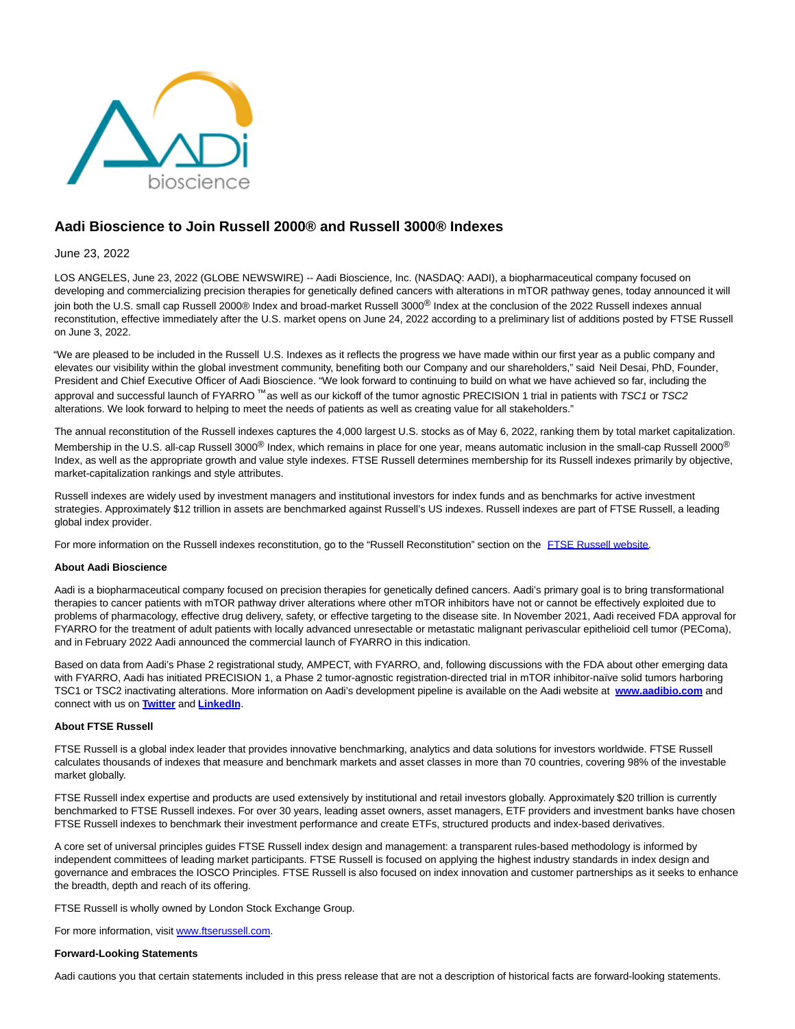# Aadi Bioscience to Join Russell 2000® and Russell 3000® Indexes

June 23, 2022

LOS ANGELES, June 23, 2022 (GLOBE NEWSWIRE) -- Aadi Bioscience, Inc. (NASDAQ: AADI), a biopharmaceutical company focused on developing and commercializing precision therapies for genetically defined cancers with alterations in mTOR pathway genes, today announced it will join both the U.S. small cap Russell 2000® Index and broad-market Russell 3000® Index at the conclusion of the 2022 Russell indexes annual reconstitution, effective immediately after the U.S. market opens on June 24, 2022 according to a preliminary list of additions posted by FTSE Russell on June 3, 2022.

"We are pleased to be included in the Russell U.S. Indexes as it reflects the progress we have made within our first year as a public company and elevates our visibility within the global investment community, benefiting both our Company and our shareholders," said Neil Desai, PhD, Founder, President and Chief Executive Officer of Aadi Bioscience. "We look forward to continuing to build on what we have achieved so far, including the approval and successful launch of FYARRO ™ as well as our kickoff of the tumor agnostic PRECISION 1 trial in patients with *TSC1* or *TSC2* alterations. We look forward to helping to meet the needs of patients as well as creating value for all stakeholders."

The annual reconstitution of the Russell indexes captures the 4,000 largest U.S. stocks as of May 6, 2022, ranking them by total market capitalization. Membership in the U.S. all-cap Russell 3000® Index, which remains in place for one year, means automatic inclusion in the small-cap Russell 2000® Index, as well as the appropriate growth and value style indexes. FTSE Russell determines membership for its Russell indexes primarily by objective, market-capitalization rankings and style attributes.

Russell indexes are widely used by investment managers and institutional investors for index funds and as benchmarks for active investment strategies. Approximately $12 trillion in assets are benchmarked against Russell's US indexes. Russell indexes are part of FTSE Russell, a leading global index provider.

For more information on the Russell indexes reconstitution, go to the "Russell Reconstitution" section on the FTSE Russell website.

**About Aadi Bioscience**

Aadi is a biopharmaceutical company focused on precision therapies for genetically defined cancers. Aadi's primary goal is to bring transformational therapies to cancer patients with mTOR pathway driver alterations where other mTOR inhibitors have not or cannot be effectively exploited due to problems of pharmacology, effective drug delivery, safety, or effective targeting to the disease site. In November 2021, Aadi received FDA approval for FYARRO for the treatment of adult patients with locally advanced unresectable or metastatic malignant perivascular epithelioid cell tumor (PEComa), and in February 2022 Aadi announced the commercial launch of FYARRO in this indication.

Based on data from Aadi's Phase 2 registrational study, AMPECT, with FYARRO, and, following discussions with the FDA about other emerging data with FYARRO, Aadi has initiated PRECISION 1, a Phase 2 tumor-agnostic registration-directed trial in mTOR inhibitor-naïve solid tumors harboring TSC1 or TSC2 inactivating alterations. More information on Aadi's development pipeline is available on the Aadi website at **www.aadibio.com** and connect with us on **Twitter** and **LinkedIn**.

**About FTSE Russell**

FTSE Russell is a global index leader that provides innovative benchmarking, analytics and data solutions for investors worldwide. FTSE Russell calculates thousands of indexes that measure and benchmark markets and asset classes in more than 70 countries, covering 98% of the investable market globally.

FTSE Russell index expertise and products are used extensively by institutional and retail investors globally. Approximately $20 trillion is currently benchmarked to FTSE Russell indexes. For over 30 years, leading asset owners, asset managers, ETF providers and investment banks have chosen FTSE Russell indexes to benchmark their investment performance and create ETFs, structured products and index-based derivatives.

A core set of universal principles guides FTSE Russell index design and management: a transparent rules-based methodology is informed by independent committees of leading market participants. FTSE Russell is focused on applying the highest industry standards in index design and governance and embraces the IOSCO Principles. FTSE Russell is also focused on index innovation and customer partnerships as it seeks to enhance the breadth, depth and reach of its offering.

FTSE Russell is wholly owned by London Stock Exchange Group.

For more information, visit www.ftserussell.com.

**Forward-Looking Statements**

Aadi cautions you that certain statements included in this press release that are not a description of historical facts are forward-looking statements.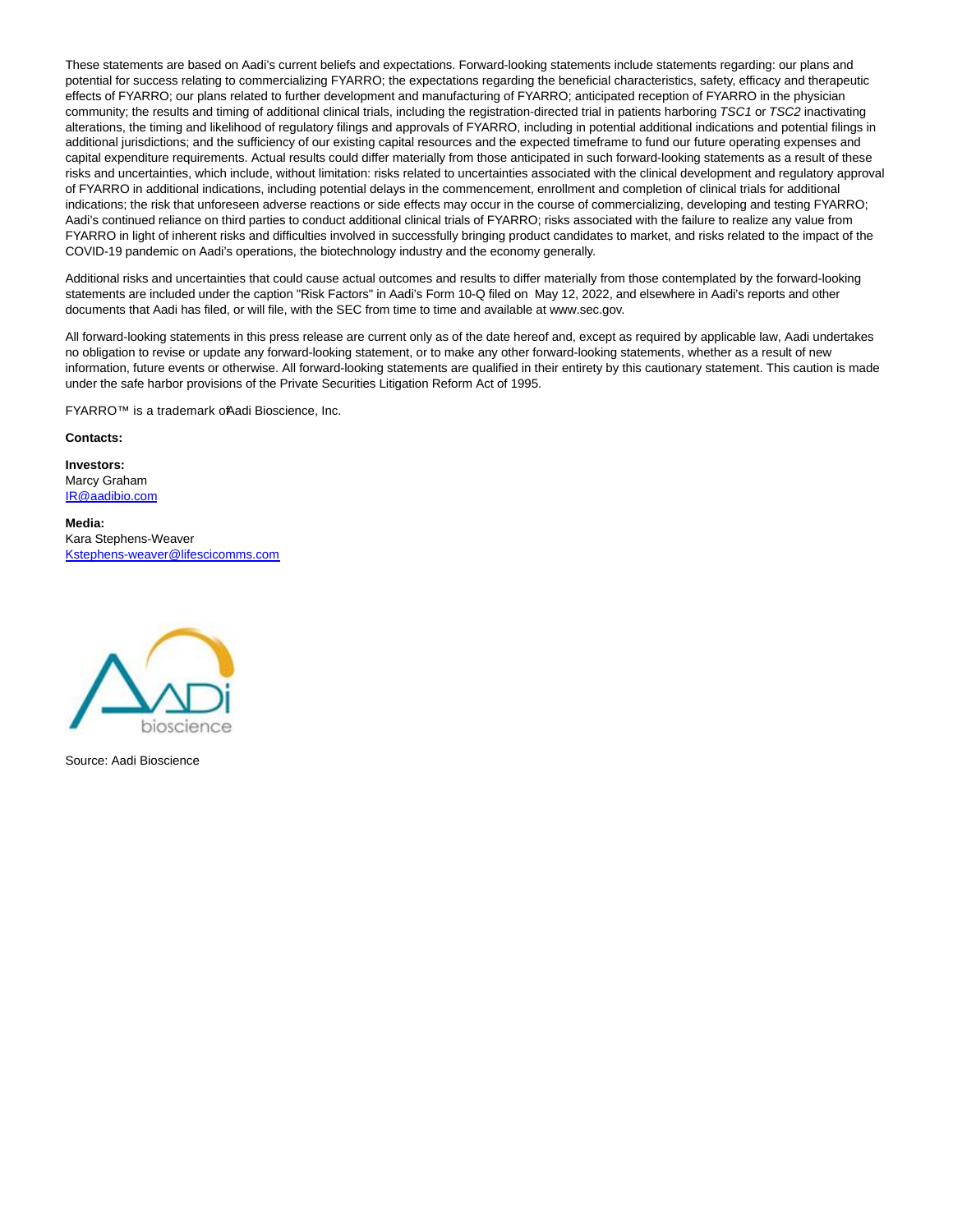These statements are based on Aadi's current beliefs and expectations. Forward-looking statements include statements regarding: our plans and potential for success relating to commercializing FYARRO; the expectations regarding the beneficial characteristics, safety, efficacy and therapeutic effects of FYARRO; our plans related to further development and manufacturing of FYARRO; anticipated reception of FYARRO in the physician community; the results and timing of additional clinical trials, including the registration-directed trial in patients harboring *TSC1* or *TSC2* inactivating alterations, the timing and likelihood of regulatory filings and approvals of FYARRO, including in potential additional indications and potential filings in additional jurisdictions; and the sufficiency of our existing capital resources and the expected timeframe to fund our future operating expenses and capital expenditure requirements. Actual results could differ materially from those anticipated in such forward-looking statements as a result of these risks and uncertainties, which include, without limitation: risks related to uncertainties associated with the clinical development and regulatory approval of FYARRO in additional indications, including potential delays in the commencement, enrollment and completion of clinical trials for additional indications; the risk that unforeseen adverse reactions or side effects may occur in the course of commercializing, developing and testing FYARRO; Aadi's continued reliance on third parties to conduct additional clinical trials of FYARRO; risks associated with the failure to realize any value from FYARRO in light of inherent risks and difficulties involved in successfully bringing product candidates to market, and risks related to the impact of the COVID-19 pandemic on Aadi's operations, the biotechnology industry and the economy generally.

Additional risks and uncertainties that could cause actual outcomes and results to differ materially from those contemplated by the forward-looking statements are included under the caption "Risk Factors" in Aadi's Form 10-Q filed on May 12, 2022, and elsewhere in Aadi's reports and other documents that Aadi has filed, or will file, with the SEC from time to time and available at www.sec.gov.

All forward-looking statements in this press release are current only as of the date hereof and, except as required by applicable law, Aadi undertakes no obligation to revise or update any forward-looking statement, or to make any other forward-looking statements, whether as a result of new information, future events or otherwise. All forward-looking statements are qualified in their entirety by this cautionary statement. This caution is made under the safe harbor provisions of the Private Securities Litigation Reform Act of 1995.

FYARRO™ is a trademark of Aadi Bioscience, Inc.

**Contacts:**

**Investors:**
Marcy Graham
IR@aadibio.com

**Media:**
Kara Stephens-Weaver
Kstephens-weaver@lifescicomms.com

Source: Aadi Bioscience